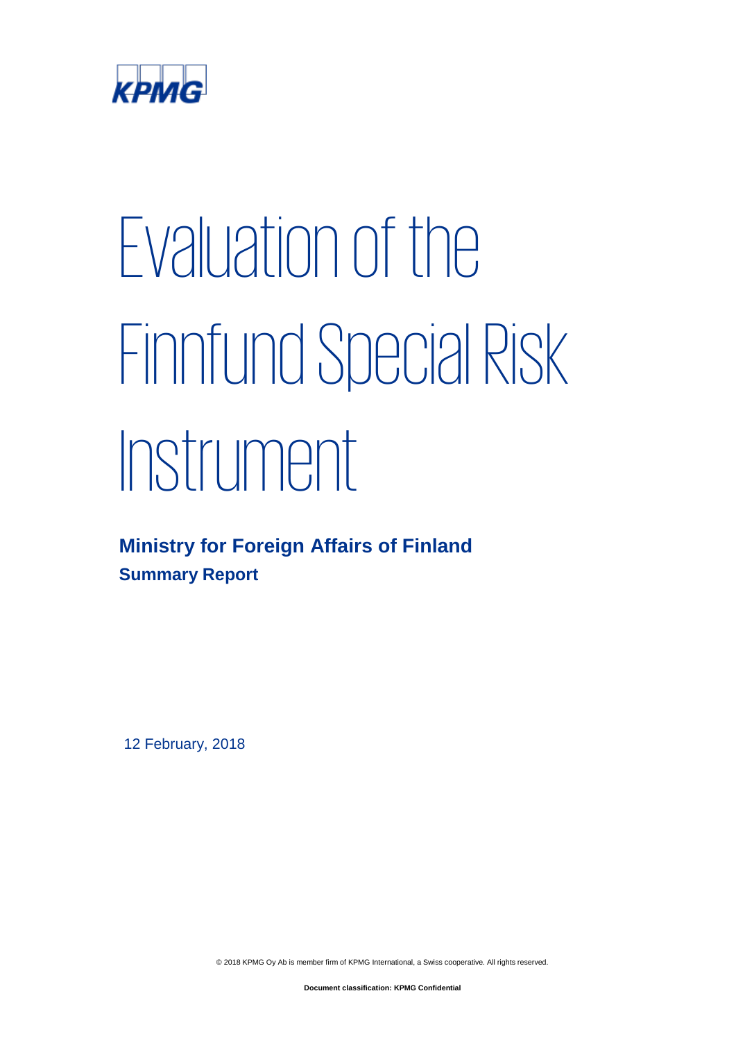KPMG

# Evaluation of the Finnfund Special Risk Instrument

**Ministry for Foreign Affairs of Finland**

**Summary Report**

12 February, 2018

© 2018 KPMG Oy Ab is member firm of KPMG International, a Swiss cooperative. All rights reserved.

**Document classification: KPMG Confidential**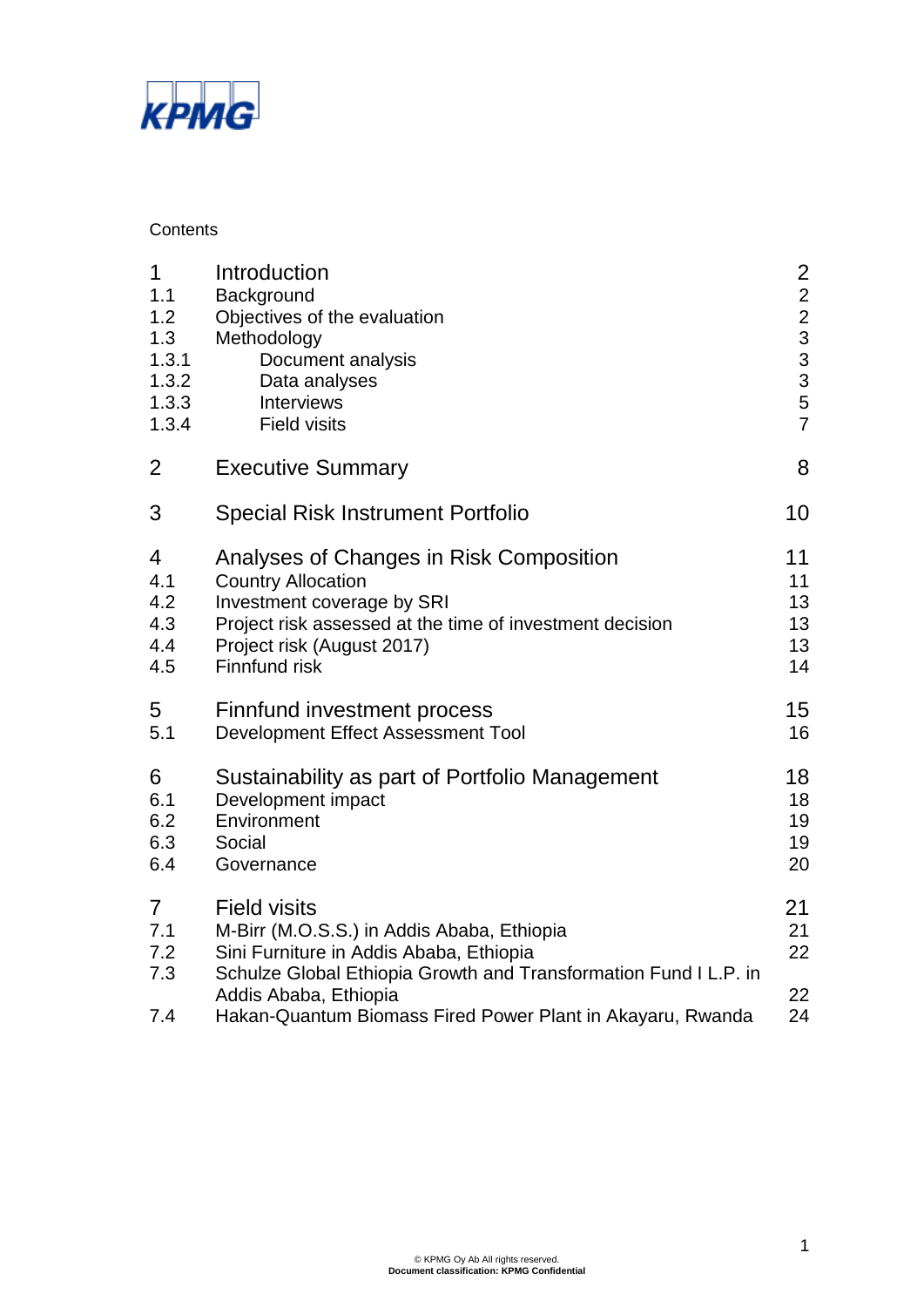KPMG

Contents

| | | |
|---|---|---|
| 1 | Introduction | 2 |
| 1.1 | Background | 2 |
| 1.2 | Objectives of the evaluation | 2 |
| 1.3 | Methodology | 3 |
| 1.3.1 | Document analysis | 3 |
| 1.3.2 | Data analyses | 3 |
| 1.3.3 | Interviews | 5 |
| 1.3.4 | Field visits | 7 |
| 2 | Executive Summary | 8 |
| 3 | Special Risk Instrument Portfolio | 10 |
| 4 | Analyses of Changes in Risk Composition | 11 |
| 4.1 | Country Allocation | 11 |
| 4.2 | Investment coverage by SRI | 13 |
| 4.3 | Project risk assessed at the time of investment decision | 13 |
| 4.4 | Project risk (August 2017) | 13 |
| 4.5 | Finnfund risk | 14 |
| 5 | Finnfund investment process | 15 |
| 5.1 | Development Effect Assessment Tool | 16 |
| 6 | Sustainability as part of Portfolio Management | 18 |
| 6.1 | Development impact | 18 |
| 6.2 | Environment | 19 |
| 6.3 | Social | 19 |
| 6.4 | Governance | 20 |
| 7 | Field visits | 21 |
| 7.1 | M-Birr (M.O.S.S.) in Addis Ababa, Ethiopia | 21 |
| 7.2 | Sini Furniture in Addis Ababa, Ethiopia | 22 |
| 7.3 | Schulze Global Ethiopia Growth and Transformation Fund I L.P. in Addis Ababa, Ethiopia | 22 |
| 7.4 | Hakan-Quantum Biomass Fired Power Plant in Akayaru, Rwanda | 24 |

© KPMG Oy Ab All rights reserved.
**Document classification: KPMG Confidential**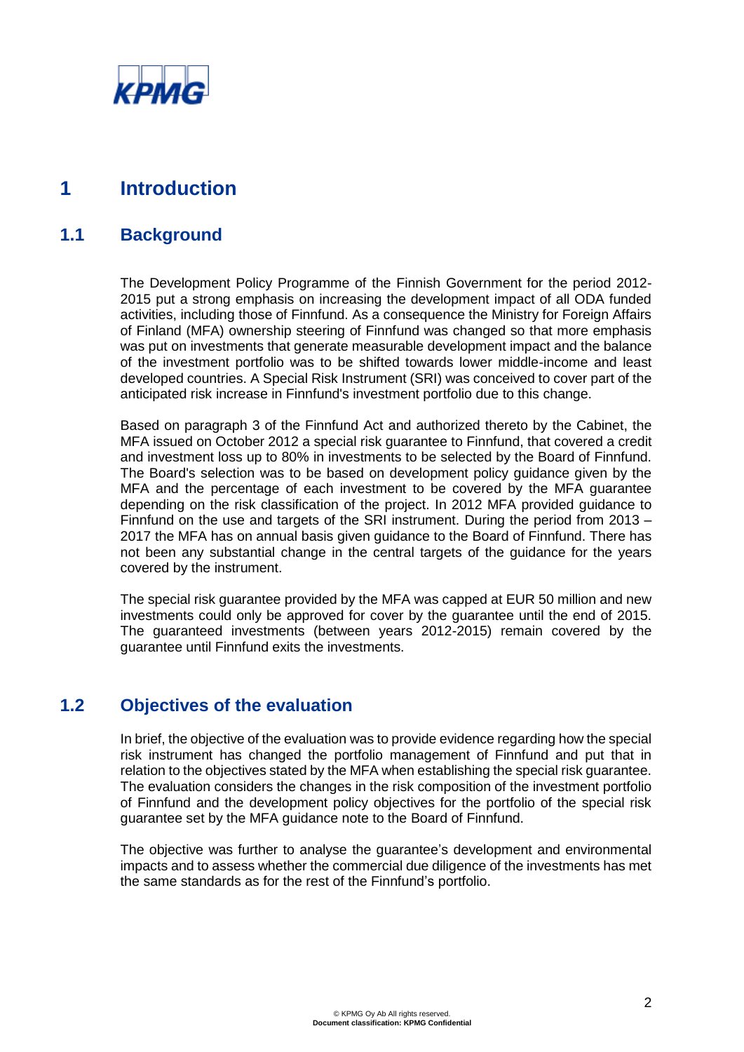# 1 Introduction

## 1.1 Background

The Development Policy Programme of the Finnish Government for the period 2012-2015 put a strong emphasis on increasing the development impact of all ODA funded activities, including those of Finnfund. As a consequence the Ministry for Foreign Affairs of Finland (MFA) ownership steering of Finnfund was changed so that more emphasis was put on investments that generate measurable development impact and the balance of the investment portfolio was to be shifted towards lower middle-income and least developed countries. A Special Risk Instrument (SRI) was conceived to cover part of the anticipated risk increase in Finnfund's investment portfolio due to this change.

Based on paragraph 3 of the Finnfund Act and authorized thereto by the Cabinet, the MFA issued on October 2012 a special risk guarantee to Finnfund, that covered a credit and investment loss up to 80% in investments to be selected by the Board of Finnfund. The Board's selection was to be based on development policy guidance given by the MFA and the percentage of each investment to be covered by the MFA guarantee depending on the risk classification of the project. In 2012 MFA provided guidance to Finnfund on the use and targets of the SRI instrument. During the period from 2013 – 2017 the MFA has on annual basis given guidance to the Board of Finnfund. There has not been any substantial change in the central targets of the guidance for the years covered by the instrument.

The special risk guarantee provided by the MFA was capped at EUR 50 million and new investments could only be approved for cover by the guarantee until the end of 2015. The guaranteed investments (between years 2012-2015) remain covered by the guarantee until Finnfund exits the investments.

## 1.2 Objectives of the evaluation

In brief, the objective of the evaluation was to provide evidence regarding how the special risk instrument has changed the portfolio management of Finnfund and put that in relation to the objectives stated by the MFA when establishing the special risk guarantee. The evaluation considers the changes in the risk composition of the investment portfolio of Finnfund and the development policy objectives for the portfolio of the special risk guarantee set by the MFA guidance note to the Board of Finnfund.

The objective was further to analyse the guarantee's development and environmental impacts and to assess whether the commercial due diligence of the investments has met the same standards as for the rest of the Finnfund's portfolio.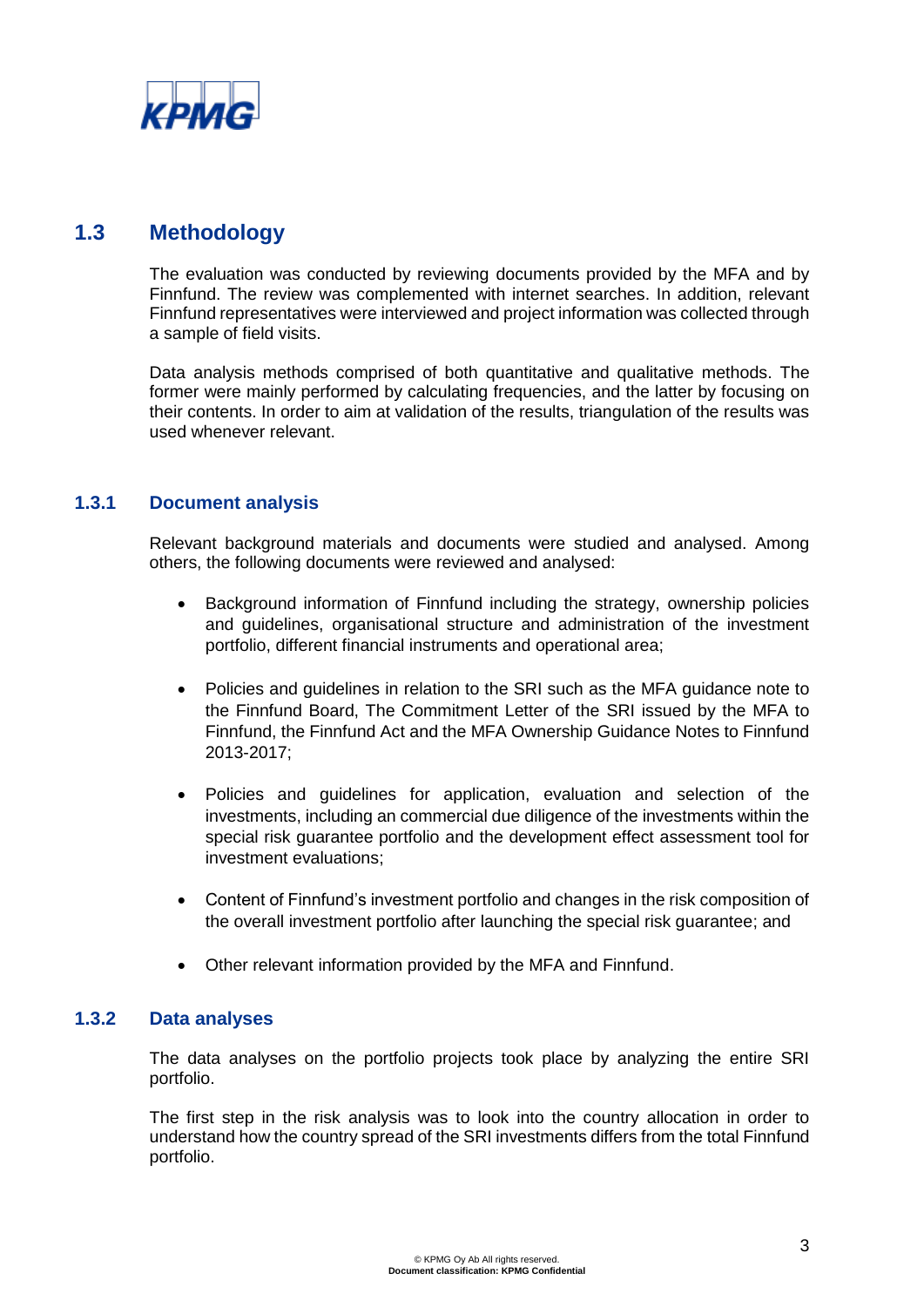## 1.3 Methodology

The evaluation was conducted by reviewing documents provided by the MFA and by Finnfund. The review was complemented with internet searches. In addition, relevant Finnfund representatives were interviewed and project information was collected through a sample of field visits.

Data analysis methods comprised of both quantitative and qualitative methods. The former were mainly performed by calculating frequencies, and the latter by focusing on their contents. In order to aim at validation of the results, triangulation of the results was used whenever relevant.

### 1.3.1 Document analysis

Relevant background materials and documents were studied and analysed. Among others, the following documents were reviewed and analysed:

- Background information of Finnfund including the strategy, ownership policies and guidelines, organisational structure and administration of the investment portfolio, different financial instruments and operational area;
- Policies and guidelines in relation to the SRI such as the MFA guidance note to the Finnfund Board, The Commitment Letter of the SRI issued by the MFA to Finnfund, the Finnfund Act and the MFA Ownership Guidance Notes to Finnfund 2013-2017;
- Policies and guidelines for application, evaluation and selection of the investments, including an commercial due diligence of the investments within the special risk guarantee portfolio and the development effect assessment tool for investment evaluations;
- Content of Finnfund's investment portfolio and changes in the risk composition of the overall investment portfolio after launching the special risk guarantee; and
- Other relevant information provided by the MFA and Finnfund.

### 1.3.2 Data analyses

The data analyses on the portfolio projects took place by analyzing the entire SRI portfolio.

The first step in the risk analysis was to look into the country allocation in order to understand how the country spread of the SRI investments differs from the total Finnfund portfolio.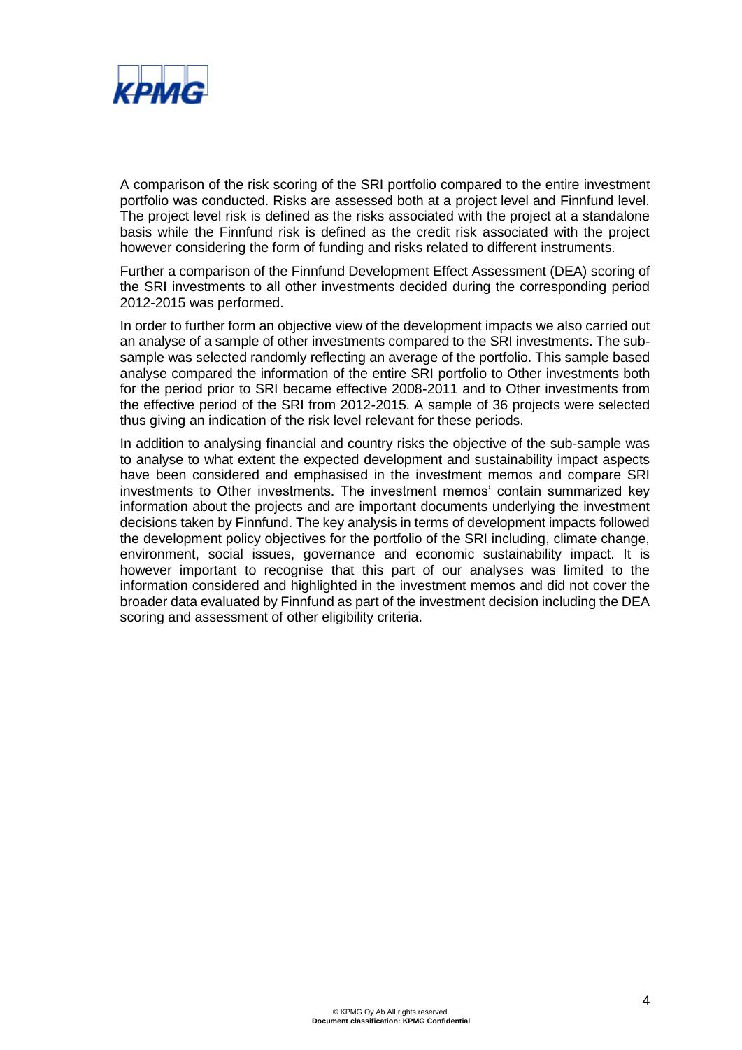A comparison of the risk scoring of the SRI portfolio compared to the entire investment portfolio was conducted. Risks are assessed both at a project level and Finnfund level. The project level risk is defined as the risks associated with the project at a standalone basis while the Finnfund risk is defined as the credit risk associated with the project however considering the form of funding and risks related to different instruments.

Further a comparison of the Finnfund Development Effect Assessment (DEA) scoring of the SRI investments to all other investments decided during the corresponding period 2012-2015 was performed.

In order to further form an objective view of the development impacts we also carried out an analyse of a sample of other investments compared to the SRI investments. The sub-sample was selected randomly reflecting an average of the portfolio. This sample based analyse compared the information of the entire SRI portfolio to Other investments both for the period prior to SRI became effective 2008-2011 and to Other investments from the effective period of the SRI from 2012-2015. A sample of 36 projects were selected thus giving an indication of the risk level relevant for these periods.

In addition to analysing financial and country risks the objective of the sub-sample was to analyse to what extent the expected development and sustainability impact aspects have been considered and emphasised in the investment memos and compare SRI investments to Other investments. The investment memos' contain summarized key information about the projects and are important documents underlying the investment decisions taken by Finnfund. The key analysis in terms of development impacts followed the development policy objectives for the portfolio of the SRI including, climate change, environment, social issues, governance and economic sustainability impact. It is however important to recognise that this part of our analyses was limited to the information considered and highlighted in the investment memos and did not cover the broader data evaluated by Finnfund as part of the investment decision including the DEA scoring and assessment of other eligibility criteria.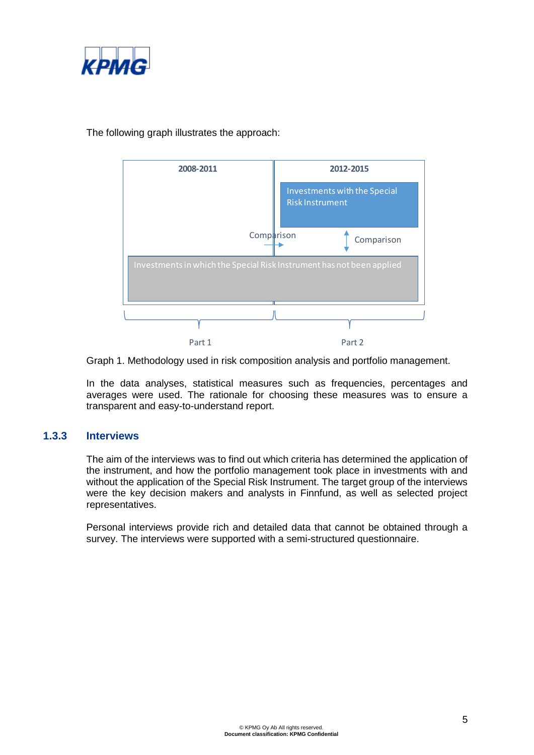The following graph illustrates the approach:

| 2008-2011 | 2012-2015 |
| --- | --- |
| | Investments with the Special Risk Instrument |
| Comparison → | ↕ Comparison |
| Investments in which the Special Risk Instrument has not been applied | |
| Part 1 | Part 2 |

Graph 1. Methodology used in risk composition analysis and portfolio management.

In the data analyses, statistical measures such as frequencies, percentages and averages were used. The rationale for choosing these measures was to ensure a transparent and easy-to-understand report.

### 1.3.3 Interviews

The aim of the interviews was to find out which criteria has determined the application of the instrument, and how the portfolio management took place in investments with and without the application of the Special Risk Instrument. The target group of the interviews were the key decision makers and analysts in Finnfund, as well as selected project representatives.

Personal interviews provide rich and detailed data that cannot be obtained through a survey. The interviews were supported with a semi-structured questionnaire.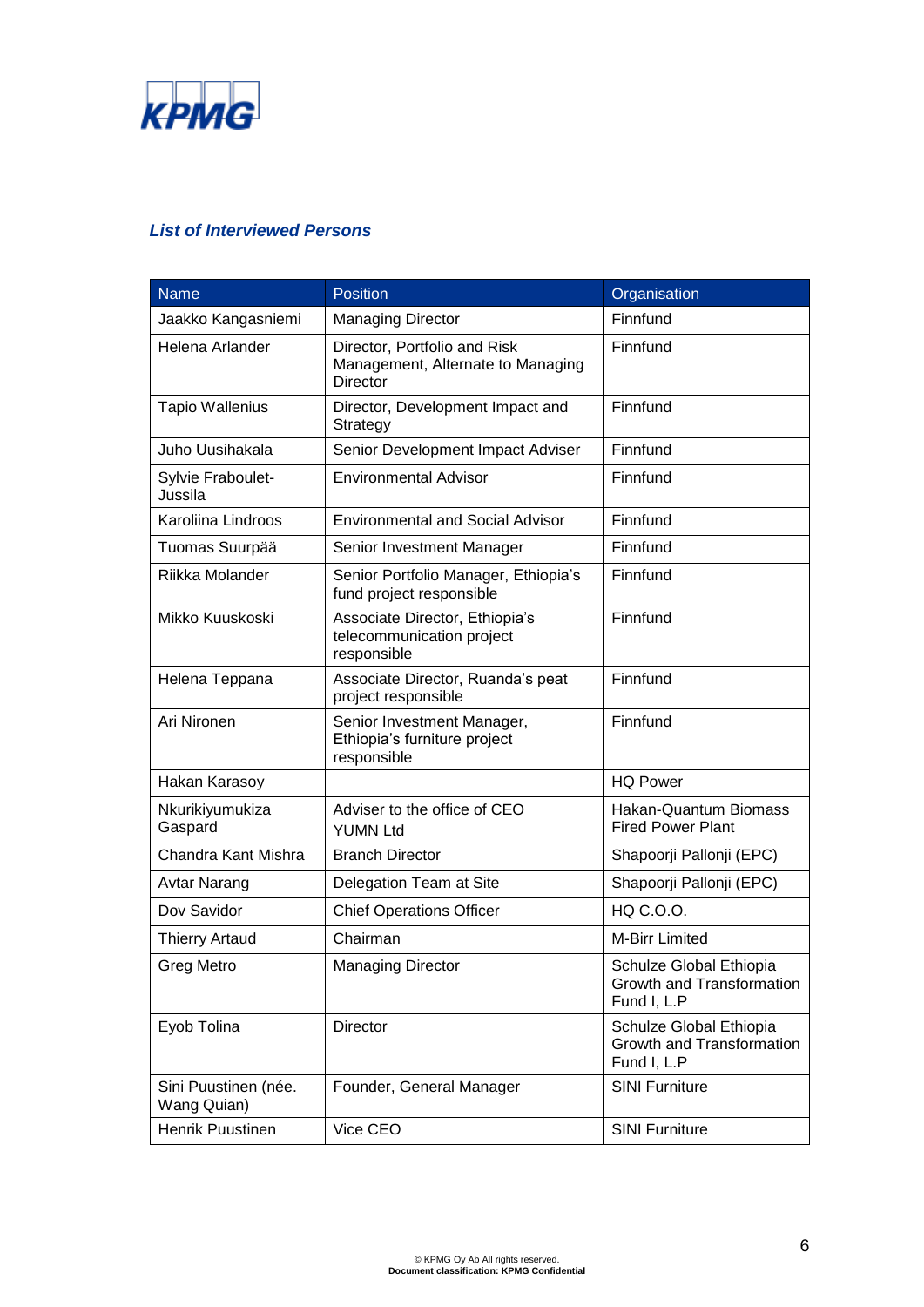***List of Interviewed Persons***

| Name | Position | Organisation |
|---|---|---|
| Jaakko Kangasniemi | Managing Director | Finnfund |
| Helena Arlander | Director, Portfolio and Risk Management, Alternate to Managing Director | Finnfund |
| Tapio Wallenius | Director, Development Impact and Strategy | Finnfund |
| Juho Uusihakala | Senior Development Impact Adviser | Finnfund |
| Sylvie Fraboulet-Jussila | Environmental Advisor | Finnfund |
| Karoliina Lindroos | Environmental and Social Advisor | Finnfund |
| Tuomas Suurpää | Senior Investment Manager | Finnfund |
| Riikka Molander | Senior Portfolio Manager, Ethiopia's fund project responsible | Finnfund |
| Mikko Kuuskoski | Associate Director, Ethiopia's telecommunication project responsible | Finnfund |
| Helena Teppana | Associate Director, Ruanda's peat project responsible | Finnfund |
| Ari Nironen | Senior Investment Manager, Ethiopia's furniture project responsible | Finnfund |
| Hakan Karasoy | | HQ Power |
| Nkurikiyumukiza Gaspard | Adviser to the office of CEO YUMN Ltd | Hakan-Quantum Biomass Fired Power Plant |
| Chandra Kant Mishra | Branch Director | Shapoorji Pallonji (EPC) |
| Avtar Narang | Delegation Team at Site | Shapoorji Pallonji (EPC) |
| Dov Savidor | Chief Operations Officer | HQ C.O.O. |
| Thierry Artaud | Chairman | M-Birr Limited |
| Greg Metro | Managing Director | Schulze Global Ethiopia Growth and Transformation Fund I, L.P |
| Eyob Tolina | Director | Schulze Global Ethiopia Growth and Transformation Fund I, L.P |
| Sini Puustinen (née. Wang Quian) | Founder, General Manager | SINI Furniture |
| Henrik Puustinen | Vice CEO | SINI Furniture |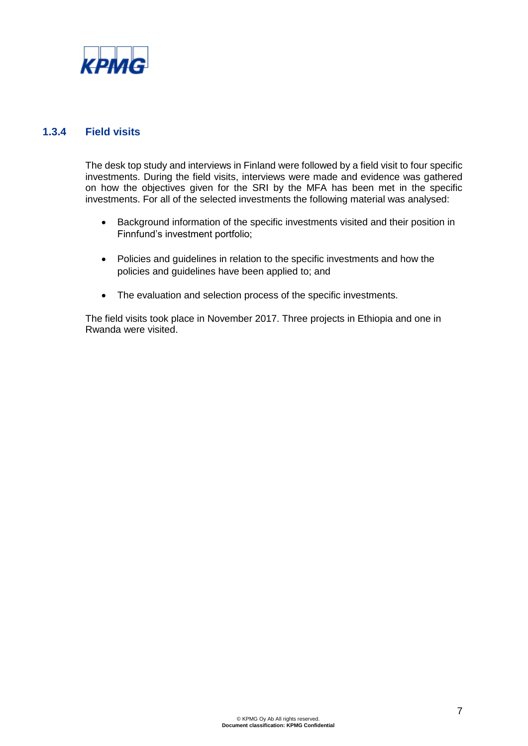### 1.3.4 Field visits

The desk top study and interviews in Finland were followed by a field visit to four specific investments. During the field visits, interviews were made and evidence was gathered on how the objectives given for the SRI by the MFA has been met in the specific investments. For all of the selected investments the following material was analysed:

- Background information of the specific investments visited and their position in Finnfund's investment portfolio;
- Policies and guidelines in relation to the specific investments and how the policies and guidelines have been applied to; and
- The evaluation and selection process of the specific investments.

The field visits took place in November 2017. Three projects in Ethiopia and one in Rwanda were visited.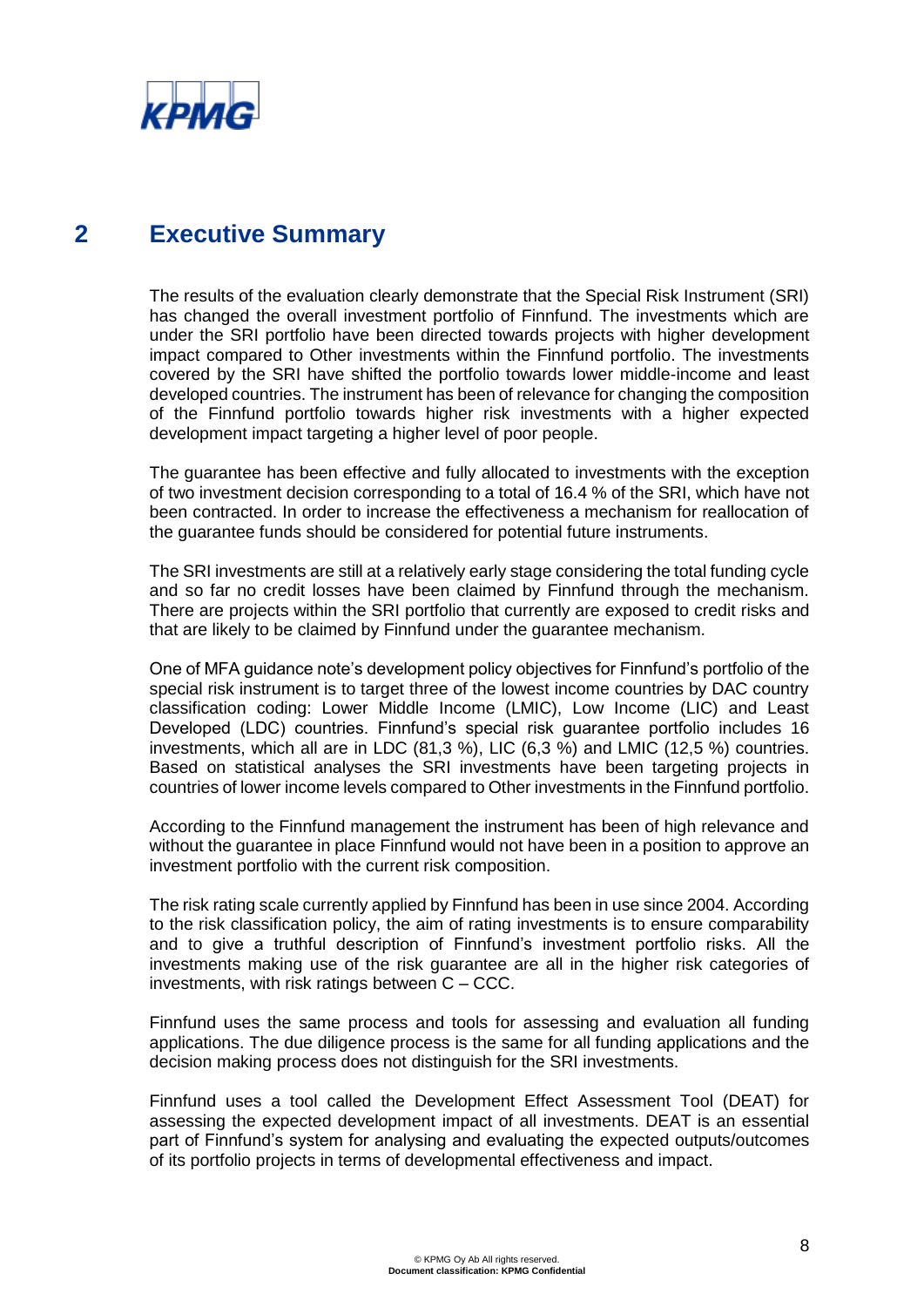## 2 Executive Summary

The results of the evaluation clearly demonstrate that the Special Risk Instrument (SRI) has changed the overall investment portfolio of Finnfund. The investments which are under the SRI portfolio have been directed towards projects with higher development impact compared to Other investments within the Finnfund portfolio. The investments covered by the SRI have shifted the portfolio towards lower middle-income and least developed countries. The instrument has been of relevance for changing the composition of the Finnfund portfolio towards higher risk investments with a higher expected development impact targeting a higher level of poor people.

The guarantee has been effective and fully allocated to investments with the exception of two investment decision corresponding to a total of 16.4 % of the SRI, which have not been contracted. In order to increase the effectiveness a mechanism for reallocation of the guarantee funds should be considered for potential future instruments.

The SRI investments are still at a relatively early stage considering the total funding cycle and so far no credit losses have been claimed by Finnfund through the mechanism. There are projects within the SRI portfolio that currently are exposed to credit risks and that are likely to be claimed by Finnfund under the guarantee mechanism.

One of MFA guidance note's development policy objectives for Finnfund's portfolio of the special risk instrument is to target three of the lowest income countries by DAC country classification coding: Lower Middle Income (LMIC), Low Income (LIC) and Least Developed (LDC) countries. Finnfund's special risk guarantee portfolio includes 16 investments, which all are in LDC (81,3 %), LIC (6,3 %) and LMIC (12,5 %) countries. Based on statistical analyses the SRI investments have been targeting projects in countries of lower income levels compared to Other investments in the Finnfund portfolio.

According to the Finnfund management the instrument has been of high relevance and without the guarantee in place Finnfund would not have been in a position to approve an investment portfolio with the current risk composition.

The risk rating scale currently applied by Finnfund has been in use since 2004. According to the risk classification policy, the aim of rating investments is to ensure comparability and to give a truthful description of Finnfund's investment portfolio risks. All the investments making use of the risk guarantee are all in the higher risk categories of investments, with risk ratings between C – CCC.

Finnfund uses the same process and tools for assessing and evaluation all funding applications. The due diligence process is the same for all funding applications and the decision making process does not distinguish for the SRI investments.

Finnfund uses a tool called the Development Effect Assessment Tool (DEAT) for assessing the expected development impact of all investments. DEAT is an essential part of Finnfund's system for analysing and evaluating the expected outputs/outcomes of its portfolio projects in terms of developmental effectiveness and impact.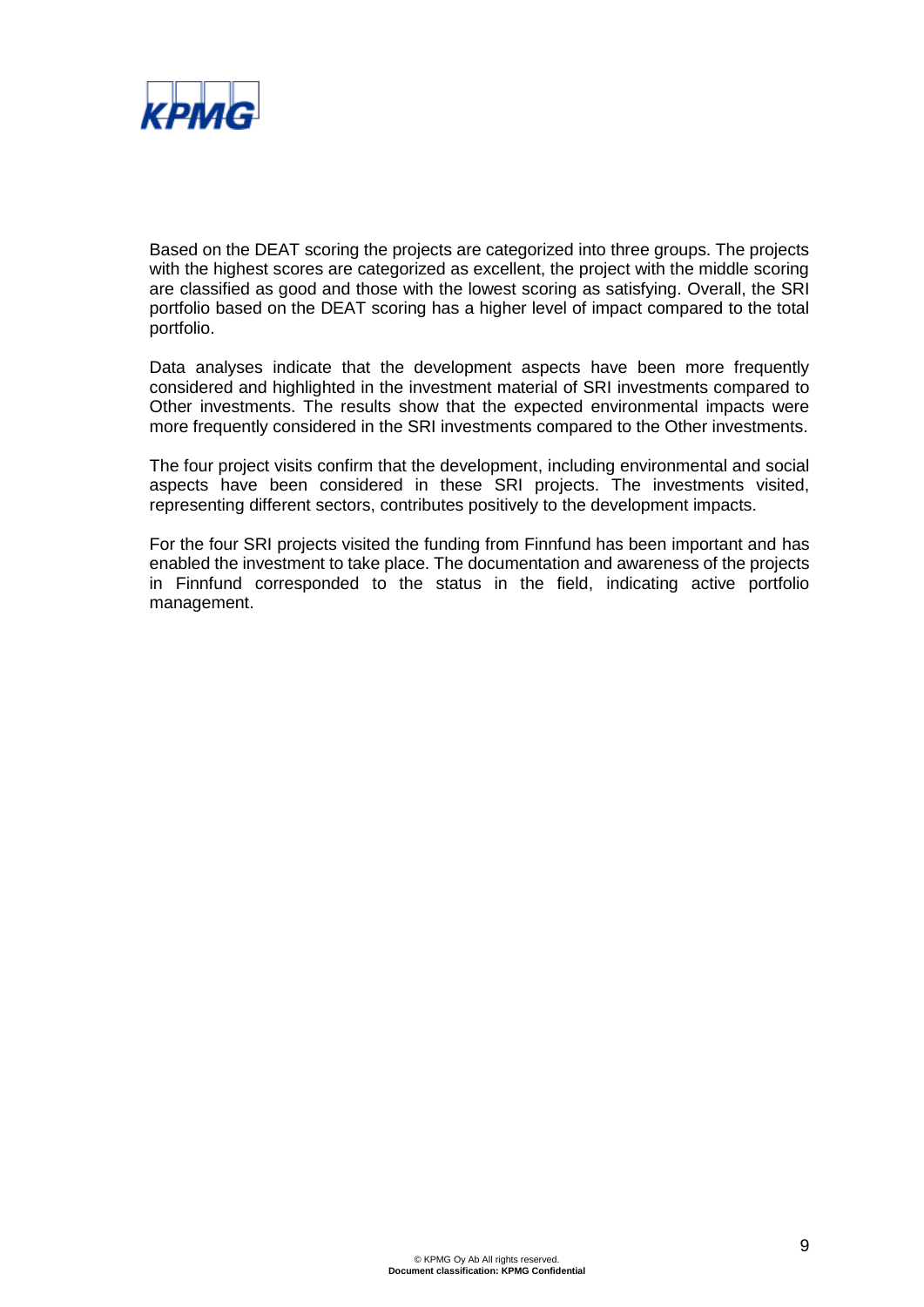Based on the DEAT scoring the projects are categorized into three groups. The projects with the highest scores are categorized as excellent, the project with the middle scoring are classified as good and those with the lowest scoring as satisfying. Overall, the SRI portfolio based on the DEAT scoring has a higher level of impact compared to the total portfolio.

Data analyses indicate that the development aspects have been more frequently considered and highlighted in the investment material of SRI investments compared to Other investments. The results show that the expected environmental impacts were more frequently considered in the SRI investments compared to the Other investments.

The four project visits confirm that the development, including environmental and social aspects have been considered in these SRI projects. The investments visited, representing different sectors, contributes positively to the development impacts.

For the four SRI projects visited the funding from Finnfund has been important and has enabled the investment to take place. The documentation and awareness of the projects in Finnfund corresponded to the status in the field, indicating active portfolio management.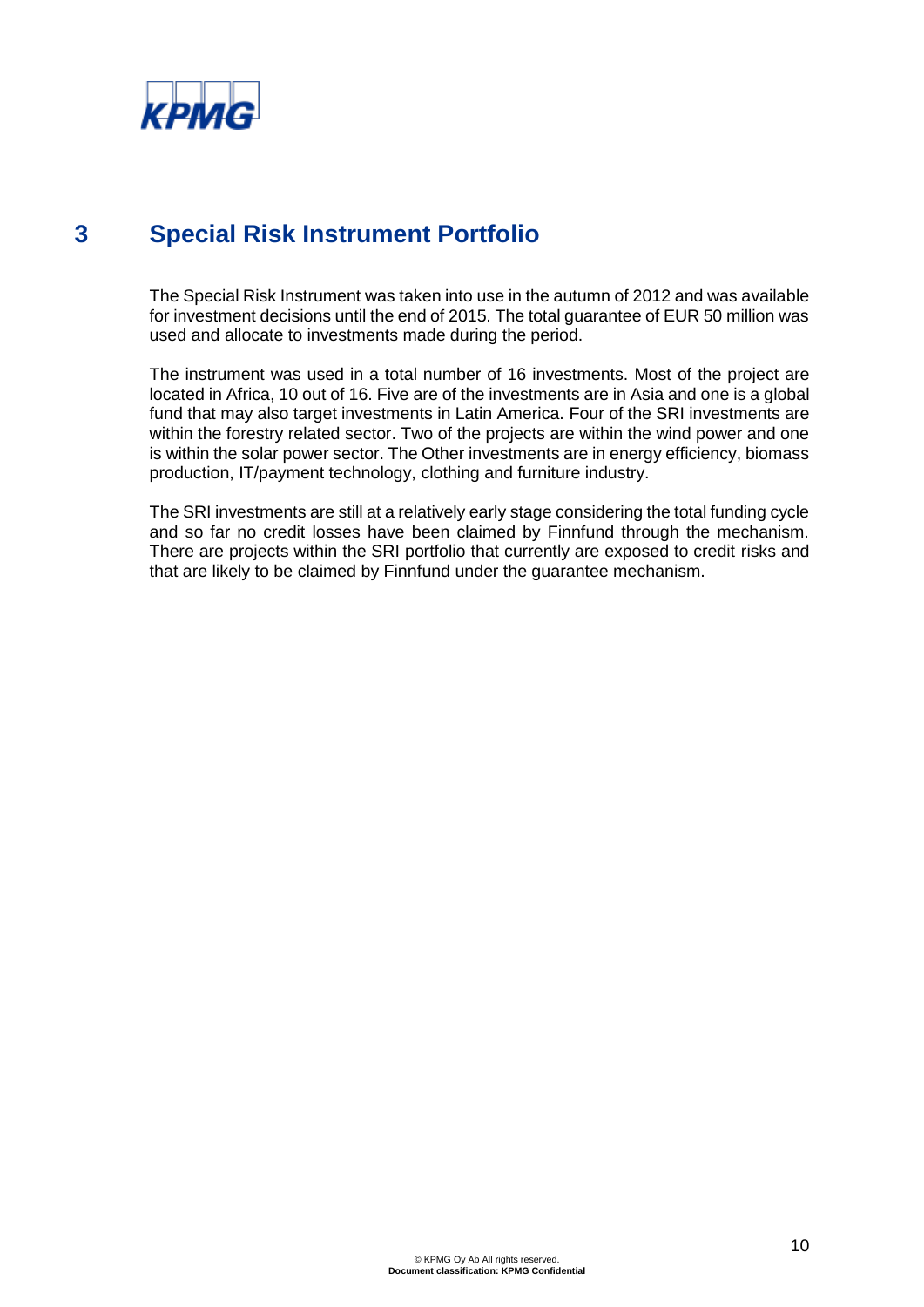# 3 Special Risk Instrument Portfolio

The Special Risk Instrument was taken into use in the autumn of 2012 and was available for investment decisions until the end of 2015. The total guarantee of EUR 50 million was used and allocate to investments made during the period.

The instrument was used in a total number of 16 investments. Most of the project are located in Africa, 10 out of 16. Five are of the investments are in Asia and one is a global fund that may also target investments in Latin America. Four of the SRI investments are within the forestry related sector. Two of the projects are within the wind power and one is within the solar power sector. The Other investments are in energy efficiency, biomass production, IT/payment technology, clothing and furniture industry.

The SRI investments are still at a relatively early stage considering the total funding cycle and so far no credit losses have been claimed by Finnfund through the mechanism. There are projects within the SRI portfolio that currently are exposed to credit risks and that are likely to be claimed by Finnfund under the guarantee mechanism.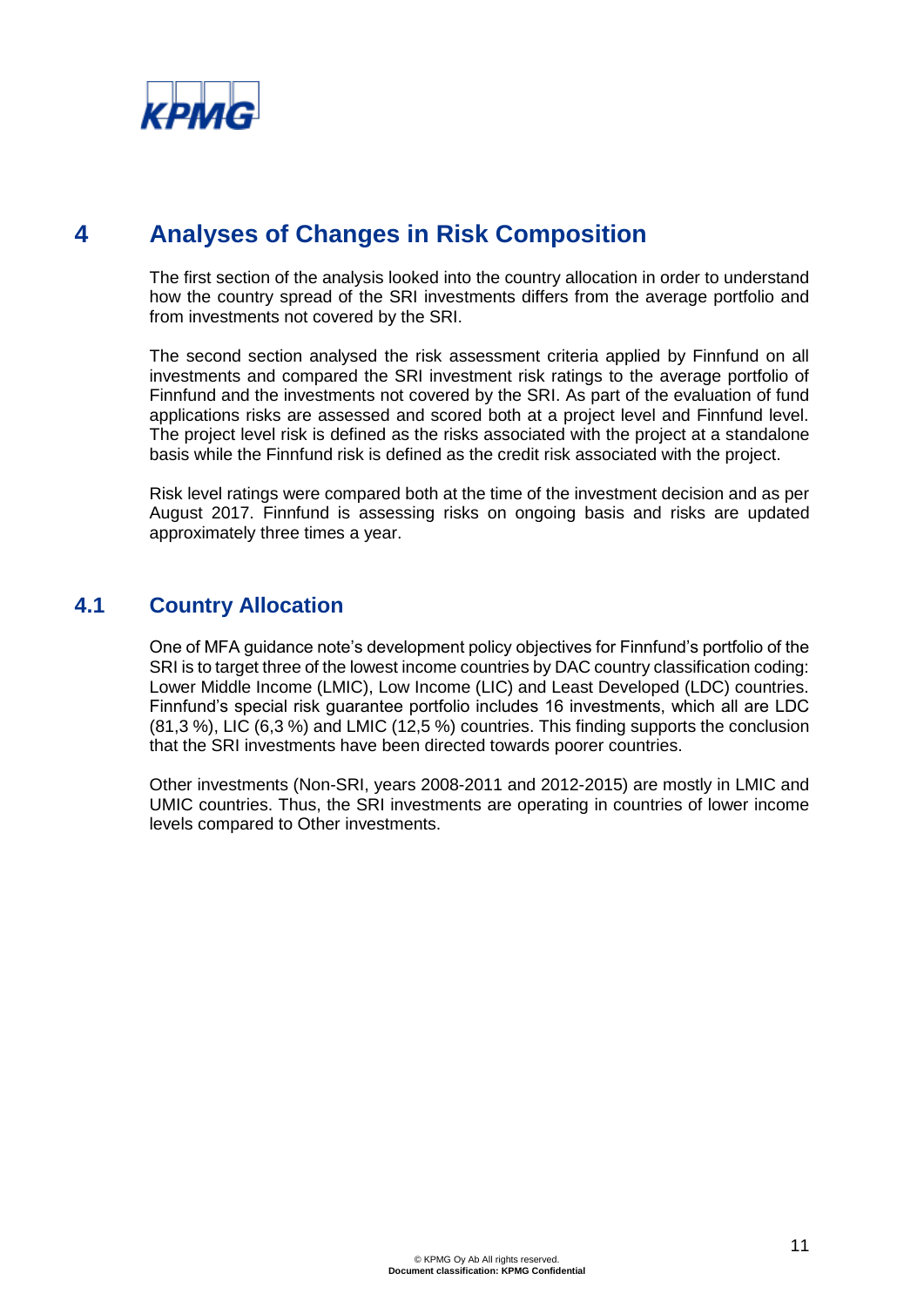# 4 Analyses of Changes in Risk Composition

The first section of the analysis looked into the country allocation in order to understand how the country spread of the SRI investments differs from the average portfolio and from investments not covered by the SRI.

The second section analysed the risk assessment criteria applied by Finnfund on all investments and compared the SRI investment risk ratings to the average portfolio of Finnfund and the investments not covered by the SRI. As part of the evaluation of fund applications risks are assessed and scored both at a project level and Finnfund level. The project level risk is defined as the risks associated with the project at a standalone basis while the Finnfund risk is defined as the credit risk associated with the project.

Risk level ratings were compared both at the time of the investment decision and as per August 2017. Finnfund is assessing risks on ongoing basis and risks are updated approximately three times a year.

## 4.1 Country Allocation

One of MFA guidance note's development policy objectives for Finnfund's portfolio of the SRI is to target three of the lowest income countries by DAC country classification coding: Lower Middle Income (LMIC), Low Income (LIC) and Least Developed (LDC) countries. Finnfund's special risk guarantee portfolio includes 16 investments, which all are LDC (81,3 %), LIC (6,3 %) and LMIC (12,5 %) countries. This finding supports the conclusion that the SRI investments have been directed towards poorer countries.

Other investments (Non-SRI, years 2008-2011 and 2012-2015) are mostly in LMIC and UMIC countries. Thus, the SRI investments are operating in countries of lower income levels compared to Other investments.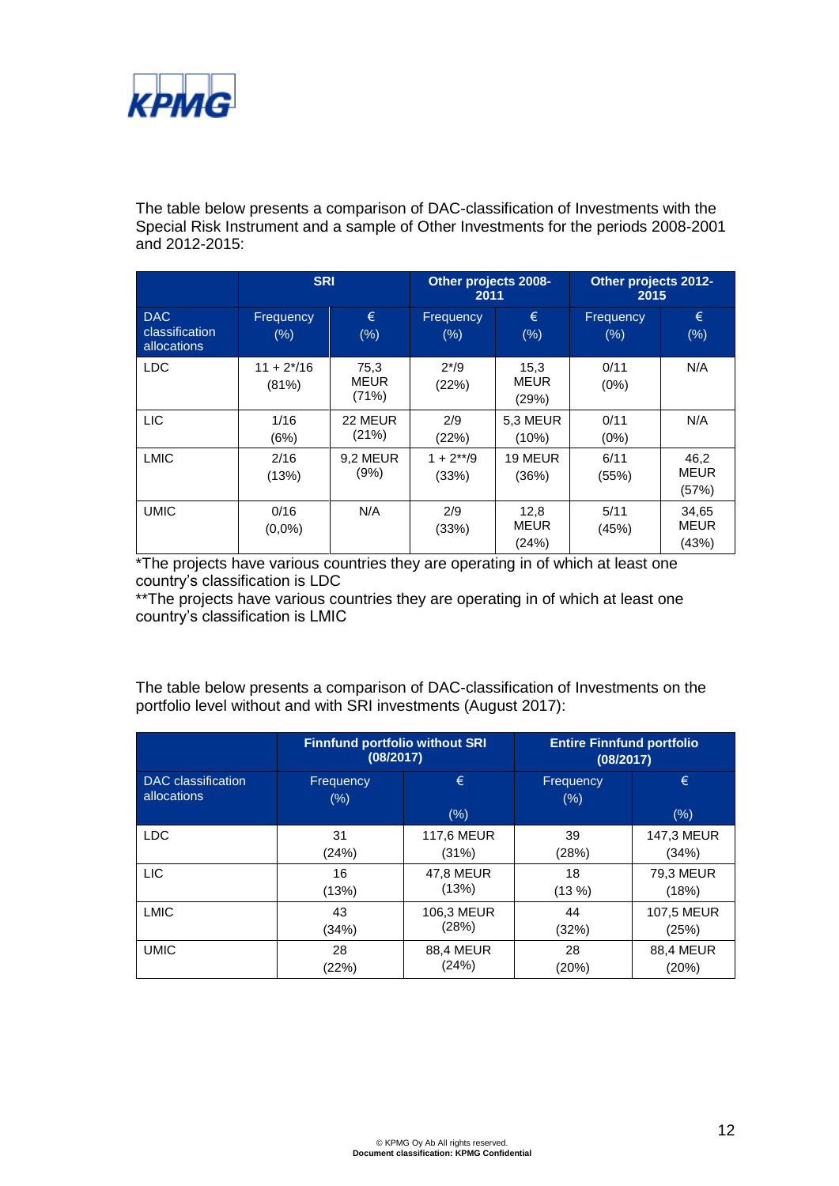The table below presents a comparison of DAC-classification of Investments with the Special Risk Instrument and a sample of Other Investments for the periods 2008-2001 and 2012-2015:

| | SRI | | Other projects 2008-2011 | | Other projects 2012-2015 | |
|---|---|---|---|---|---|---|
| DAC classification allocations | Frequency (%) | € (%) | Frequency (%) | € (%) | Frequency (%) | € (%) |
| LDC | 11 + 2*/16 (81%) | 75,3 MEUR (71%) | 2*/9 (22%) | 15,3 MEUR (29%) | 0/11 (0%) | N/A |
| LIC | 1/16 (6%) | 22 MEUR (21%) | 2/9 (22%) | 5,3 MEUR (10%) | 0/11 (0%) | N/A |
| LMIC | 2/16 (13%) | 9,2 MEUR (9%) | 1 + 2**/9 (33%) | 19 MEUR (36%) | 6/11 (55%) | 46,2 MEUR (57%) |
| UMIC | 0/16 (0,0%) | N/A | 2/9 (33%) | 12,8 MEUR (24%) | 5/11 (45%) | 34,65 MEUR (43%) |

*The projects have various countries they are operating in of which at least one country's classification is LDC

**The projects have various countries they are operating in of which at least one country's classification is LMIC

The table below presents a comparison of DAC-classification of Investments on the portfolio level without and with SRI investments (August 2017):

| | Finnfund portfolio without SRI (08/2017) | | Entire Finnfund portfolio (08/2017) | |
|---|---|---|---|---|
| DAC classification allocations | Frequency (%) | € (%) | Frequency (%) | € (%) |
| LDC | 31 (24%) | 117,6 MEUR (31%) | 39 (28%) | 147,3 MEUR (34%) |
| LIC | 16 (13%) | 47,8 MEUR (13%) | 18 (13 %) | 79,3 MEUR (18%) |
| LMIC | 43 (34%) | 106,3 MEUR (28%) | 44 (32%) | 107,5 MEUR (25%) |
| UMIC | 28 (22%) | 88,4 MEUR (24%) | 28 (20%) | 88,4 MEUR (20%) |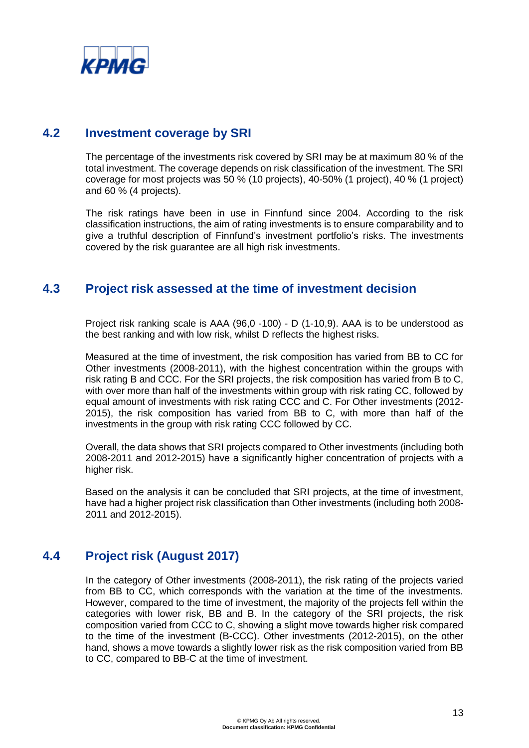## 4.2 Investment coverage by SRI

The percentage of the investments risk covered by SRI may be at maximum 80 % of the total investment. The coverage depends on risk classification of the investment. The SRI coverage for most projects was 50 % (10 projects), 40-50% (1 project), 40 % (1 project) and 60 % (4 projects).

The risk ratings have been in use in Finnfund since 2004. According to the risk classification instructions, the aim of rating investments is to ensure comparability and to give a truthful description of Finnfund's investment portfolio's risks. The investments covered by the risk guarantee are all high risk investments.

## 4.3 Project risk assessed at the time of investment decision

Project risk ranking scale is AAA (96,0 -100) - D (1-10,9). AAA is to be understood as the best ranking and with low risk, whilst D reflects the highest risks.

Measured at the time of investment, the risk composition has varied from BB to CC for Other investments (2008-2011), with the highest concentration within the groups with risk rating B and CCC. For the SRI projects, the risk composition has varied from B to C, with over more than half of the investments within group with risk rating CC, followed by equal amount of investments with risk rating CCC and C. For Other investments (2012-2015), the risk composition has varied from BB to C, with more than half of the investments in the group with risk rating CCC followed by CC.

Overall, the data shows that SRI projects compared to Other investments (including both 2008-2011 and 2012-2015) have a significantly higher concentration of projects with a higher risk.

Based on the analysis it can be concluded that SRI projects, at the time of investment, have had a higher project risk classification than Other investments (including both 2008-2011 and 2012-2015).

## 4.4 Project risk (August 2017)

In the category of Other investments (2008-2011), the risk rating of the projects varied from BB to CC, which corresponds with the variation at the time of the investments. However, compared to the time of investment, the majority of the projects fell within the categories with lower risk, BB and B. In the category of the SRI projects, the risk composition varied from CCC to C, showing a slight move towards higher risk compared to the time of the investment (B-CCC). Other investments (2012-2015), on the other hand, shows a move towards a slightly lower risk as the risk composition varied from BB to CC, compared to BB-C at the time of investment.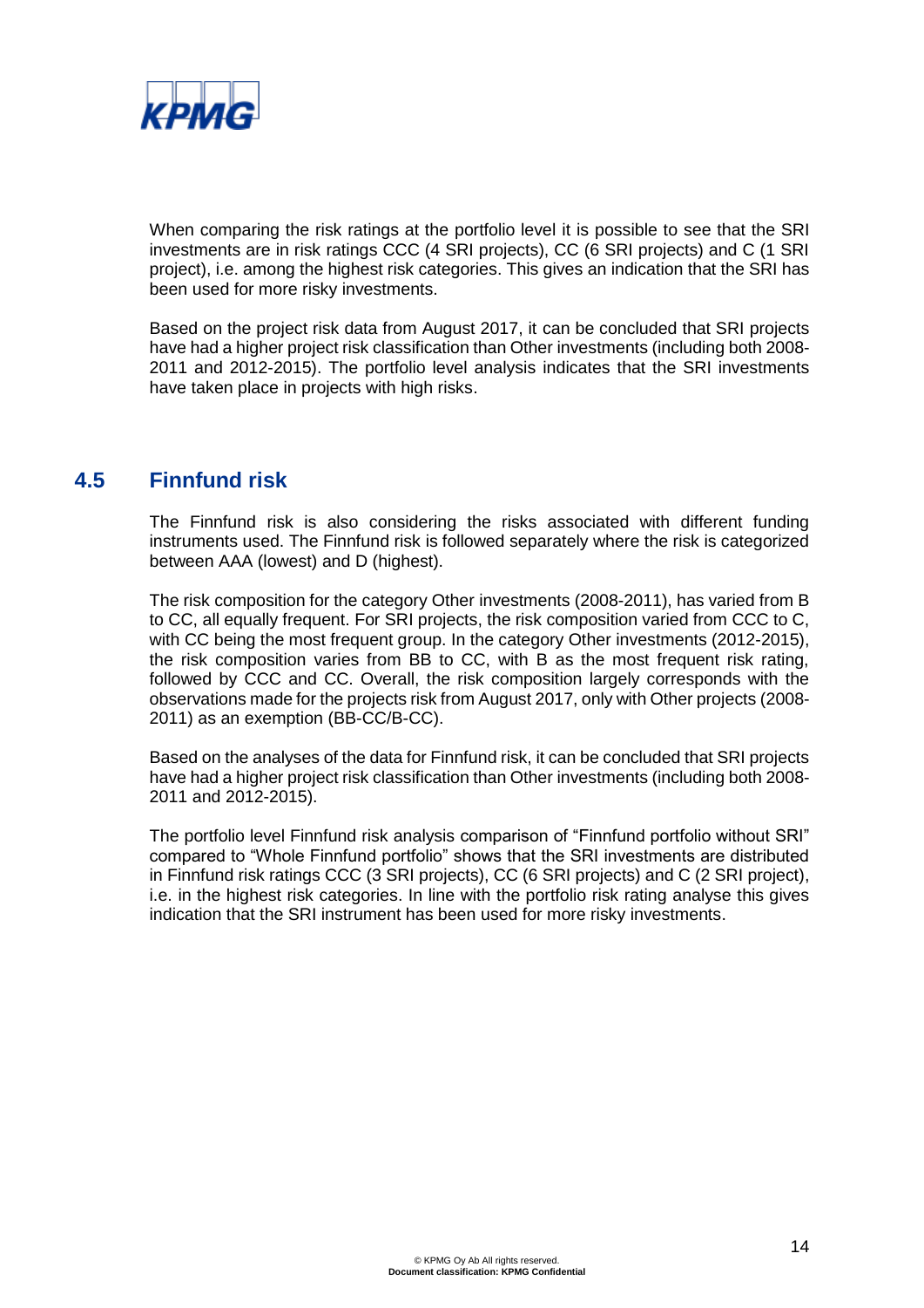When comparing the risk ratings at the portfolio level it is possible to see that the SRI investments are in risk ratings CCC (4 SRI projects), CC (6 SRI projects) and C (1 SRI project), i.e. among the highest risk categories. This gives an indication that the SRI has been used for more risky investments.

Based on the project risk data from August 2017, it can be concluded that SRI projects have had a higher project risk classification than Other investments (including both 2008-2011 and 2012-2015). The portfolio level analysis indicates that the SRI investments have taken place in projects with high risks.

## 4.5 Finnfund risk

The Finnfund risk is also considering the risks associated with different funding instruments used. The Finnfund risk is followed separately where the risk is categorized between AAA (lowest) and D (highest).

The risk composition for the category Other investments (2008-2011), has varied from B to CC, all equally frequent. For SRI projects, the risk composition varied from CCC to C, with CC being the most frequent group. In the category Other investments (2012-2015), the risk composition varies from BB to CC, with B as the most frequent risk rating, followed by CCC and CC. Overall, the risk composition largely corresponds with the observations made for the projects risk from August 2017, only with Other projects (2008-2011) as an exemption (BB-CC/B-CC).

Based on the analyses of the data for Finnfund risk, it can be concluded that SRI projects have had a higher project risk classification than Other investments (including both 2008-2011 and 2012-2015).

The portfolio level Finnfund risk analysis comparison of "Finnfund portfolio without SRI" compared to "Whole Finnfund portfolio" shows that the SRI investments are distributed in Finnfund risk ratings CCC (3 SRI projects), CC (6 SRI projects) and C (2 SRI project), i.e. in the highest risk categories. In line with the portfolio risk rating analyse this gives indication that the SRI instrument has been used for more risky investments.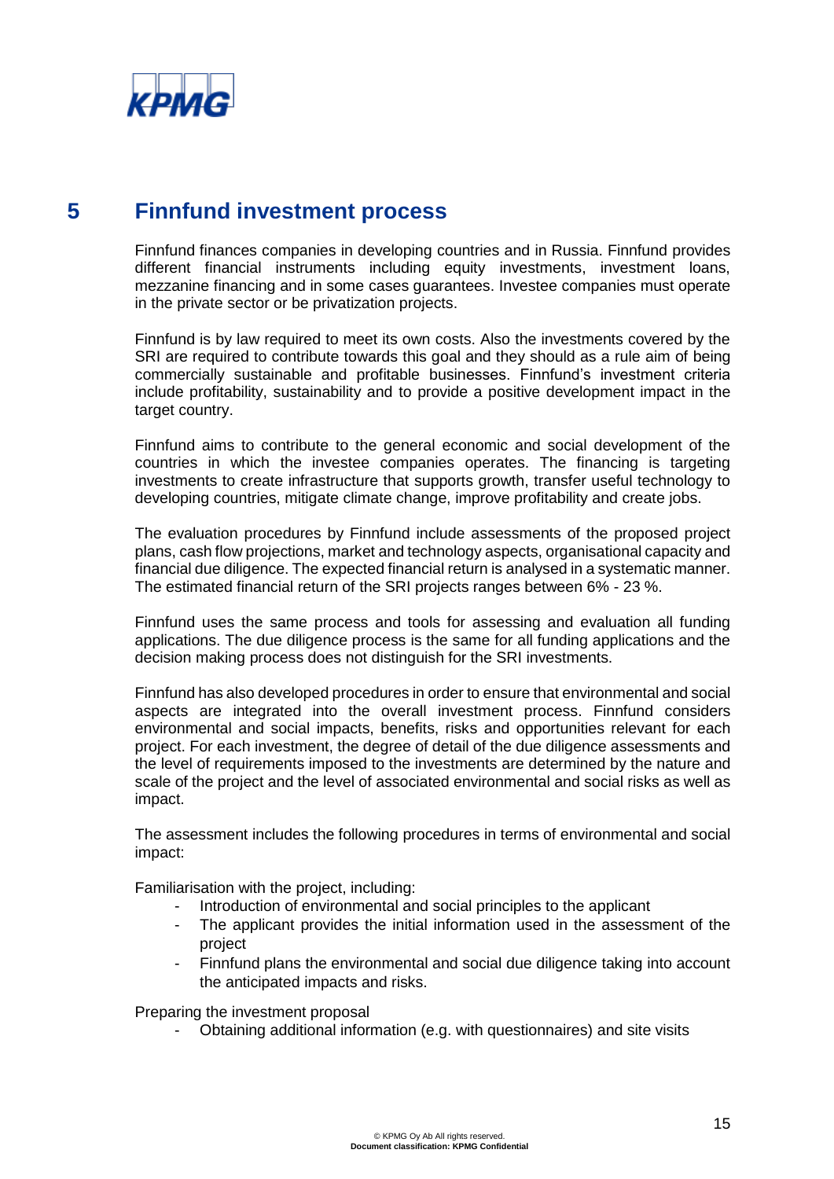# 5 Finnfund investment process

Finnfund finances companies in developing countries and in Russia. Finnfund provides different financial instruments including equity investments, investment loans, mezzanine financing and in some cases guarantees. Investee companies must operate in the private sector or be privatization projects.

Finnfund is by law required to meet its own costs. Also the investments covered by the SRI are required to contribute towards this goal and they should as a rule aim of being commercially sustainable and profitable businesses. Finnfund's investment criteria include profitability, sustainability and to provide a positive development impact in the target country.

Finnfund aims to contribute to the general economic and social development of the countries in which the investee companies operates. The financing is targeting investments to create infrastructure that supports growth, transfer useful technology to developing countries, mitigate climate change, improve profitability and create jobs.

The evaluation procedures by Finnfund include assessments of the proposed project plans, cash flow projections, market and technology aspects, organisational capacity and financial due diligence. The expected financial return is analysed in a systematic manner. The estimated financial return of the SRI projects ranges between 6% - 23 %.

Finnfund uses the same process and tools for assessing and evaluation all funding applications. The due diligence process is the same for all funding applications and the decision making process does not distinguish for the SRI investments.

Finnfund has also developed procedures in order to ensure that environmental and social aspects are integrated into the overall investment process. Finnfund considers environmental and social impacts, benefits, risks and opportunities relevant for each project. For each investment, the degree of detail of the due diligence assessments and the level of requirements imposed to the investments are determined by the nature and scale of the project and the level of associated environmental and social risks as well as impact.

The assessment includes the following procedures in terms of environmental and social impact:

Familiarisation with the project, including:

- Introduction of environmental and social principles to the applicant
- The applicant provides the initial information used in the assessment of the project
- Finnfund plans the environmental and social due diligence taking into account the anticipated impacts and risks.

Preparing the investment proposal

- Obtaining additional information (e.g. with questionnaires) and site visits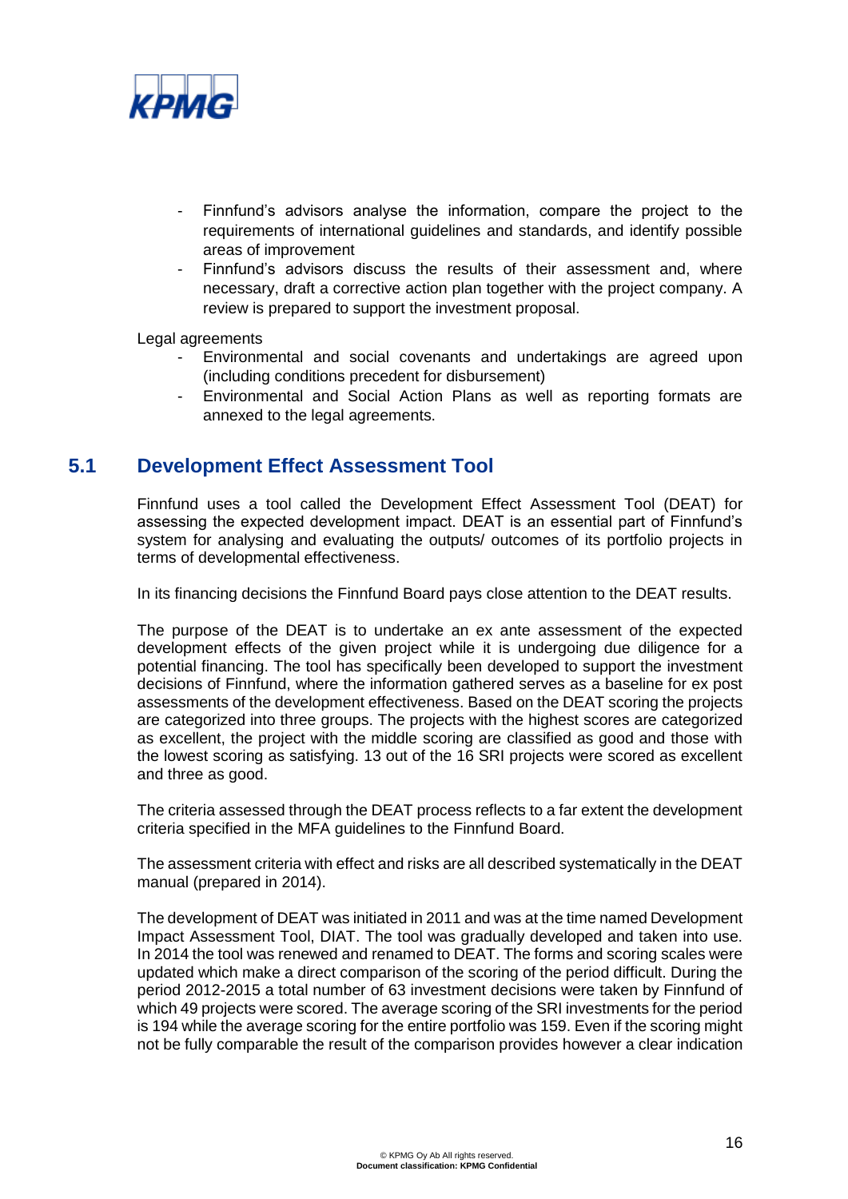- Finnfund's advisors analyse the information, compare the project to the requirements of international guidelines and standards, and identify possible areas of improvement
- Finnfund's advisors discuss the results of their assessment and, where necessary, draft a corrective action plan together with the project company. A review is prepared to support the investment proposal.

Legal agreements

- Environmental and social covenants and undertakings are agreed upon (including conditions precedent for disbursement)
- Environmental and Social Action Plans as well as reporting formats are annexed to the legal agreements.

## 5.1 Development Effect Assessment Tool

Finnfund uses a tool called the Development Effect Assessment Tool (DEAT) for assessing the expected development impact. DEAT is an essential part of Finnfund's system for analysing and evaluating the outputs/ outcomes of its portfolio projects in terms of developmental effectiveness.

In its financing decisions the Finnfund Board pays close attention to the DEAT results.

The purpose of the DEAT is to undertake an ex ante assessment of the expected development effects of the given project while it is undergoing due diligence for a potential financing. The tool has specifically been developed to support the investment decisions of Finnfund, where the information gathered serves as a baseline for ex post assessments of the development effectiveness. Based on the DEAT scoring the projects are categorized into three groups. The projects with the highest scores are categorized as excellent, the project with the middle scoring are classified as good and those with the lowest scoring as satisfying. 13 out of the 16 SRI projects were scored as excellent and three as good.

The criteria assessed through the DEAT process reflects to a far extent the development criteria specified in the MFA guidelines to the Finnfund Board.

The assessment criteria with effect and risks are all described systematically in the DEAT manual (prepared in 2014).

The development of DEAT was initiated in 2011 and was at the time named Development Impact Assessment Tool, DIAT. The tool was gradually developed and taken into use. In 2014 the tool was renewed and renamed to DEAT. The forms and scoring scales were updated which make a direct comparison of the scoring of the period difficult. During the period 2012-2015 a total number of 63 investment decisions were taken by Finnfund of which 49 projects were scored. The average scoring of the SRI investments for the period is 194 while the average scoring for the entire portfolio was 159. Even if the scoring might not be fully comparable the result of the comparison provides however a clear indication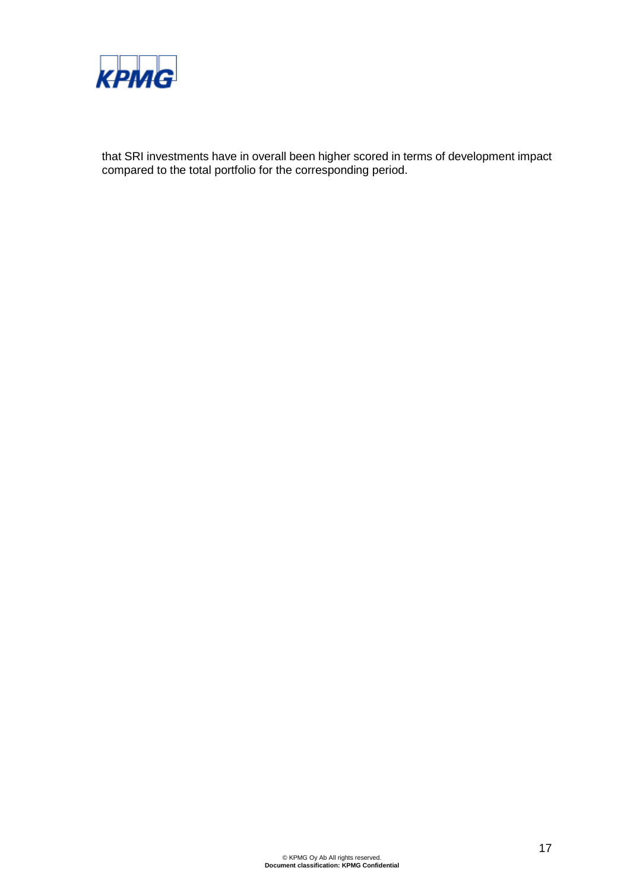that SRI investments have in overall been higher scored in terms of development impact compared to the total portfolio for the corresponding period.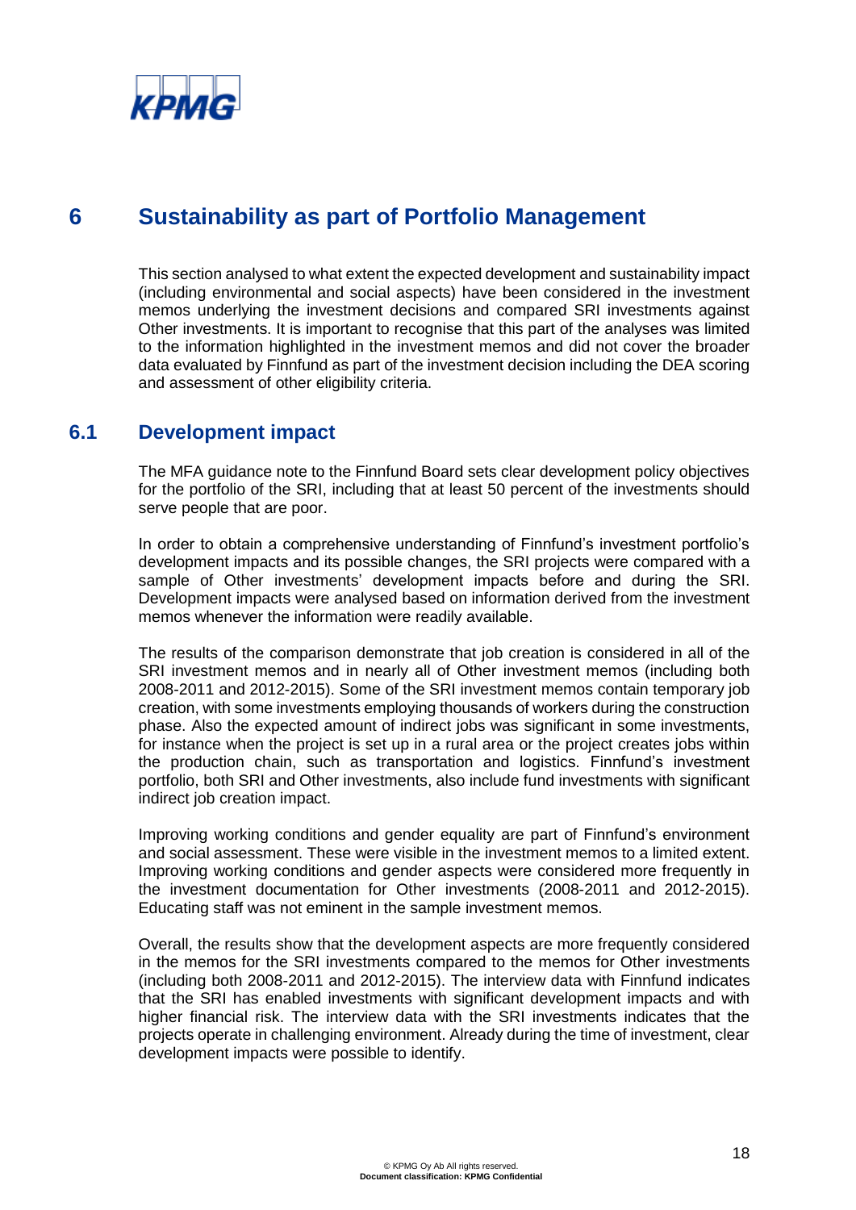# 6 Sustainability as part of Portfolio Management

This section analysed to what extent the expected development and sustainability impact (including environmental and social aspects) have been considered in the investment memos underlying the investment decisions and compared SRI investments against Other investments. It is important to recognise that this part of the analyses was limited to the information highlighted in the investment memos and did not cover the broader data evaluated by Finnfund as part of the investment decision including the DEA scoring and assessment of other eligibility criteria.

## 6.1 Development impact

The MFA guidance note to the Finnfund Board sets clear development policy objectives for the portfolio of the SRI, including that at least 50 percent of the investments should serve people that are poor.

In order to obtain a comprehensive understanding of Finnfund's investment portfolio's development impacts and its possible changes, the SRI projects were compared with a sample of Other investments' development impacts before and during the SRI. Development impacts were analysed based on information derived from the investment memos whenever the information were readily available.

The results of the comparison demonstrate that job creation is considered in all of the SRI investment memos and in nearly all of Other investment memos (including both 2008-2011 and 2012-2015). Some of the SRI investment memos contain temporary job creation, with some investments employing thousands of workers during the construction phase. Also the expected amount of indirect jobs was significant in some investments, for instance when the project is set up in a rural area or the project creates jobs within the production chain, such as transportation and logistics. Finnfund's investment portfolio, both SRI and Other investments, also include fund investments with significant indirect job creation impact.

Improving working conditions and gender equality are part of Finnfund's environment and social assessment. These were visible in the investment memos to a limited extent. Improving working conditions and gender aspects were considered more frequently in the investment documentation for Other investments (2008-2011 and 2012-2015). Educating staff was not eminent in the sample investment memos.

Overall, the results show that the development aspects are more frequently considered in the memos for the SRI investments compared to the memos for Other investments (including both 2008-2011 and 2012-2015). The interview data with Finnfund indicates that the SRI has enabled investments with significant development impacts and with higher financial risk. The interview data with the SRI investments indicates that the projects operate in challenging environment. Already during the time of investment, clear development impacts were possible to identify.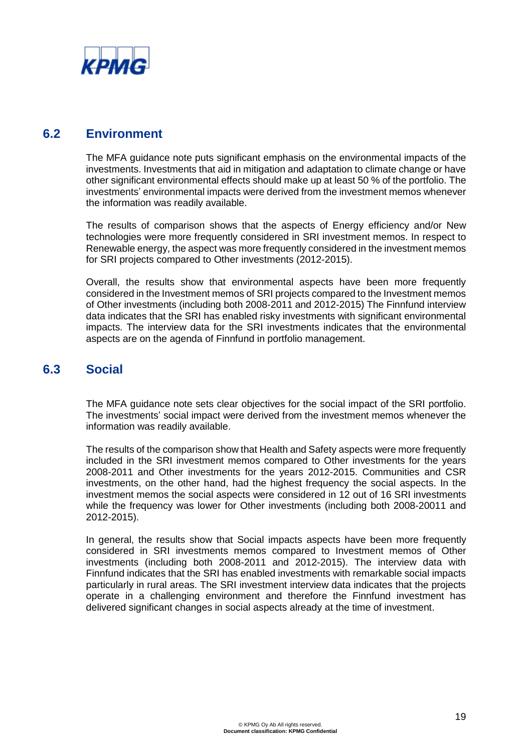## 6.2 Environment

The MFA guidance note puts significant emphasis on the environmental impacts of the investments. Investments that aid in mitigation and adaptation to climate change or have other significant environmental effects should make up at least 50 % of the portfolio. The investments' environmental impacts were derived from the investment memos whenever the information was readily available.

The results of comparison shows that the aspects of Energy efficiency and/or New technologies were more frequently considered in SRI investment memos. In respect to Renewable energy, the aspect was more frequently considered in the investment memos for SRI projects compared to Other investments (2012-2015).

Overall, the results show that environmental aspects have been more frequently considered in the Investment memos of SRI projects compared to the Investment memos of Other investments (including both 2008-2011 and 2012-2015) The Finnfund interview data indicates that the SRI has enabled risky investments with significant environmental impacts. The interview data for the SRI investments indicates that the environmental aspects are on the agenda of Finnfund in portfolio management.

## 6.3 Social

The MFA guidance note sets clear objectives for the social impact of the SRI portfolio. The investments' social impact were derived from the investment memos whenever the information was readily available.

The results of the comparison show that Health and Safety aspects were more frequently included in the SRI investment memos compared to Other investments for the years 2008-2011 and Other investments for the years 2012-2015. Communities and CSR investments, on the other hand, had the highest frequency the social aspects. In the investment memos the social aspects were considered in 12 out of 16 SRI investments while the frequency was lower for Other investments (including both 2008-20011 and 2012-2015).

In general, the results show that Social impacts aspects have been more frequently considered in SRI investments memos compared to Investment memos of Other investments (including both 2008-2011 and 2012-2015). The interview data with Finnfund indicates that the SRI has enabled investments with remarkable social impacts particularly in rural areas. The SRI investment interview data indicates that the projects operate in a challenging environment and therefore the Finnfund investment has delivered significant changes in social aspects already at the time of investment.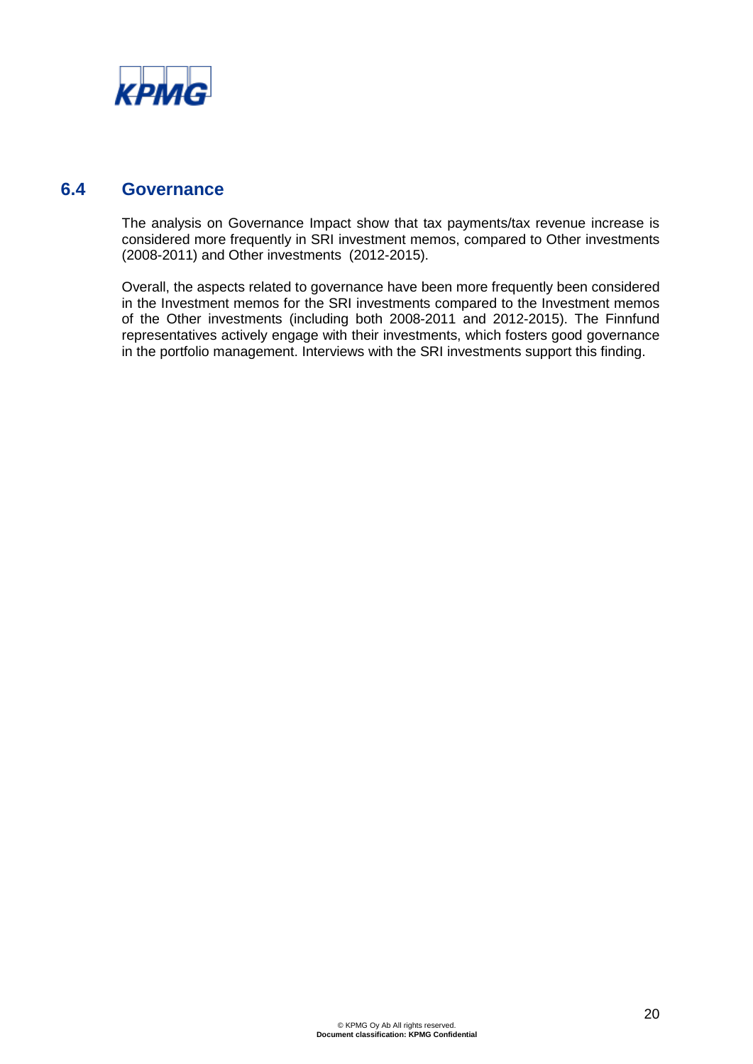## 6.4 Governance

The analysis on Governance Impact show that tax payments/tax revenue increase is considered more frequently in SRI investment memos, compared to Other investments (2008-2011) and Other investments (2012-2015).

Overall, the aspects related to governance have been more frequently been considered in the Investment memos for the SRI investments compared to the Investment memos of the Other investments (including both 2008-2011 and 2012-2015). The Finnfund representatives actively engage with their investments, which fosters good governance in the portfolio management. Interviews with the SRI investments support this finding.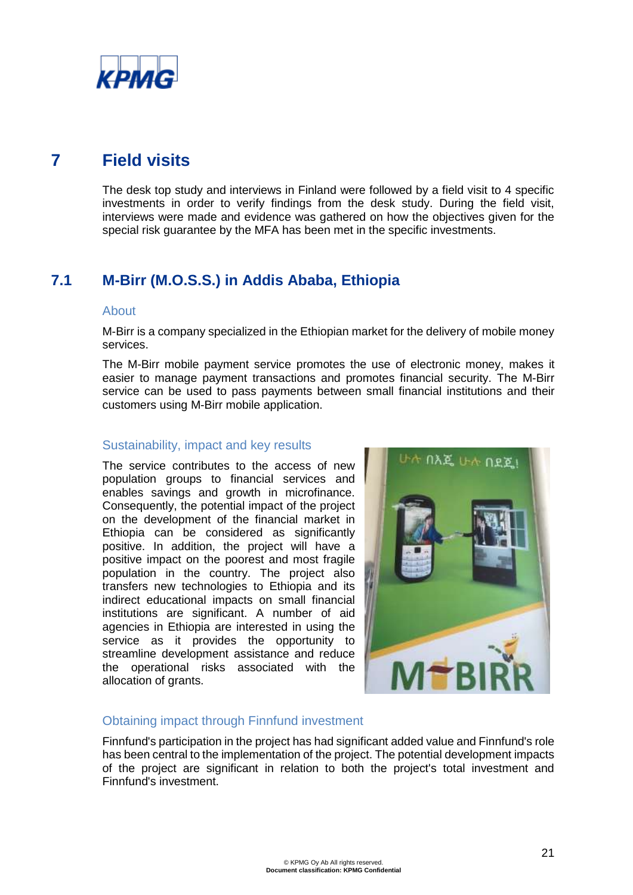# 7 Field visits

The desk top study and interviews in Finland were followed by a field visit to 4 specific investments in order to verify findings from the desk study. During the field visit, interviews were made and evidence was gathered on how the objectives given for the special risk guarantee by the MFA has been met in the specific investments.

## 7.1 M-Birr (M.O.S.S.) in Addis Ababa, Ethiopia

### About

M-Birr is a company specialized in the Ethiopian market for the delivery of mobile money services.

The M-Birr mobile payment service promotes the use of electronic money, makes it easier to manage payment transactions and promotes financial security. The M-Birr service can be used to pass payments between small financial institutions and their customers using M-Birr mobile application.

### Sustainability, impact and key results

The service contributes to the access of new population groups to financial services and enables savings and growth in microfinance. Consequently, the potential impact of the project on the development of the financial market in Ethiopia can be considered as significantly positive. In addition, the project will have a positive impact on the poorest and most fragile population in the country. The project also transfers new technologies to Ethiopia and its indirect educational impacts on small financial institutions are significant. A number of aid agencies in Ethiopia are interested in using the service as it provides the opportunity to streamline development assistance and reduce the operational risks associated with the allocation of grants.

### Obtaining impact through Finnfund investment

Finnfund's participation in the project has had significant added value and Finnfund's role has been central to the implementation of the project. The potential development impacts of the project are significant in relation to both the project's total investment and Finnfund's investment.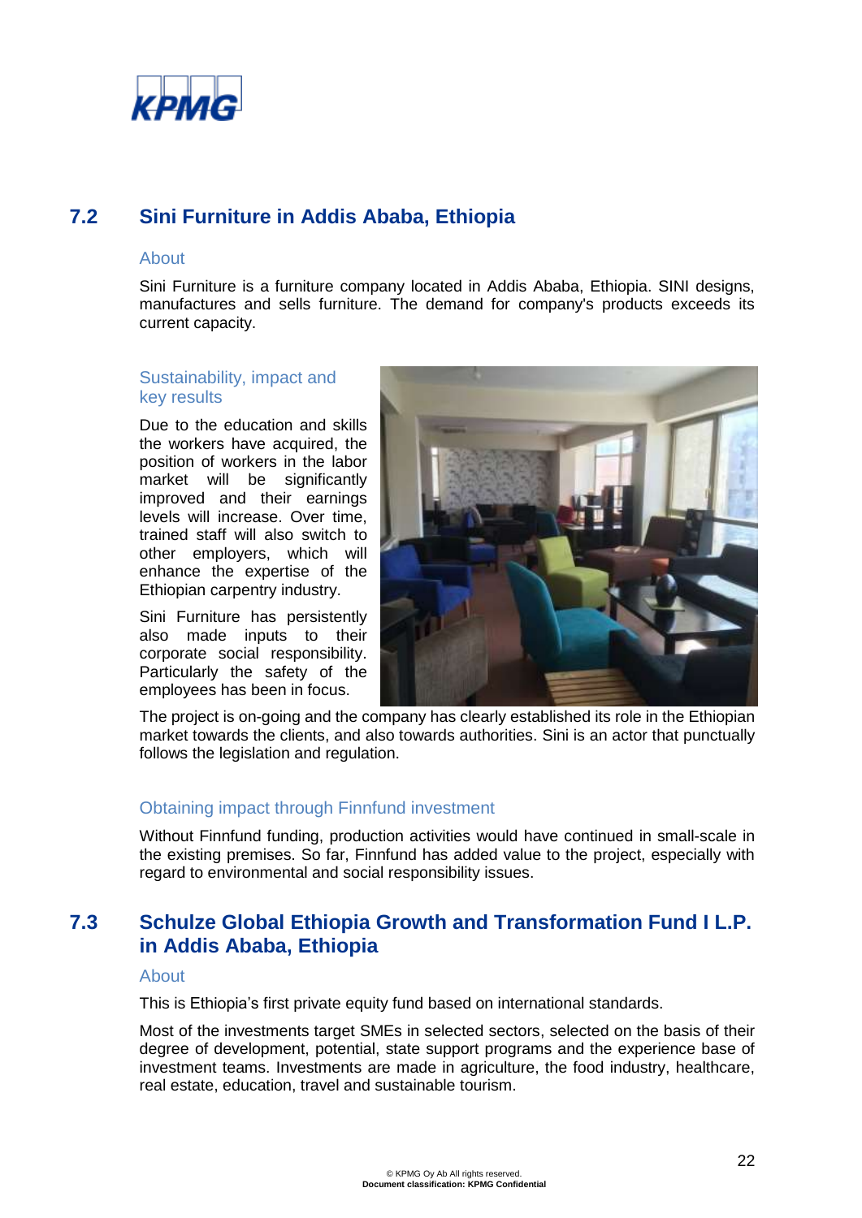## 7.2 Sini Furniture in Addis Ababa, Ethiopia

### About

Sini Furniture is a furniture company located in Addis Ababa, Ethiopia. SINI designs, manufactures and sells furniture. The demand for company's products exceeds its current capacity.

### Sustainability, impact and key results

Due to the education and skills the workers have acquired, the position of workers in the labor market will be significantly improved and their earnings levels will increase. Over time, trained staff will also switch to other employers, which will enhance the expertise of the Ethiopian carpentry industry.

Sini Furniture has persistently also made inputs to their corporate social responsibility. Particularly the safety of the employees has been in focus.

The project is on-going and the company has clearly established its role in the Ethiopian market towards the clients, and also towards authorities. Sini is an actor that punctually follows the legislation and regulation.

### Obtaining impact through Finnfund investment

Without Finnfund funding, production activities would have continued in small-scale in the existing premises. So far, Finnfund has added value to the project, especially with regard to environmental and social responsibility issues.

## 7.3 Schulze Global Ethiopia Growth and Transformation Fund I L.P. in Addis Ababa, Ethiopia

### About

This is Ethiopia's first private equity fund based on international standards.

Most of the investments target SMEs in selected sectors, selected on the basis of their degree of development, potential, state support programs and the experience base of investment teams. Investments are made in agriculture, the food industry, healthcare, real estate, education, travel and sustainable tourism.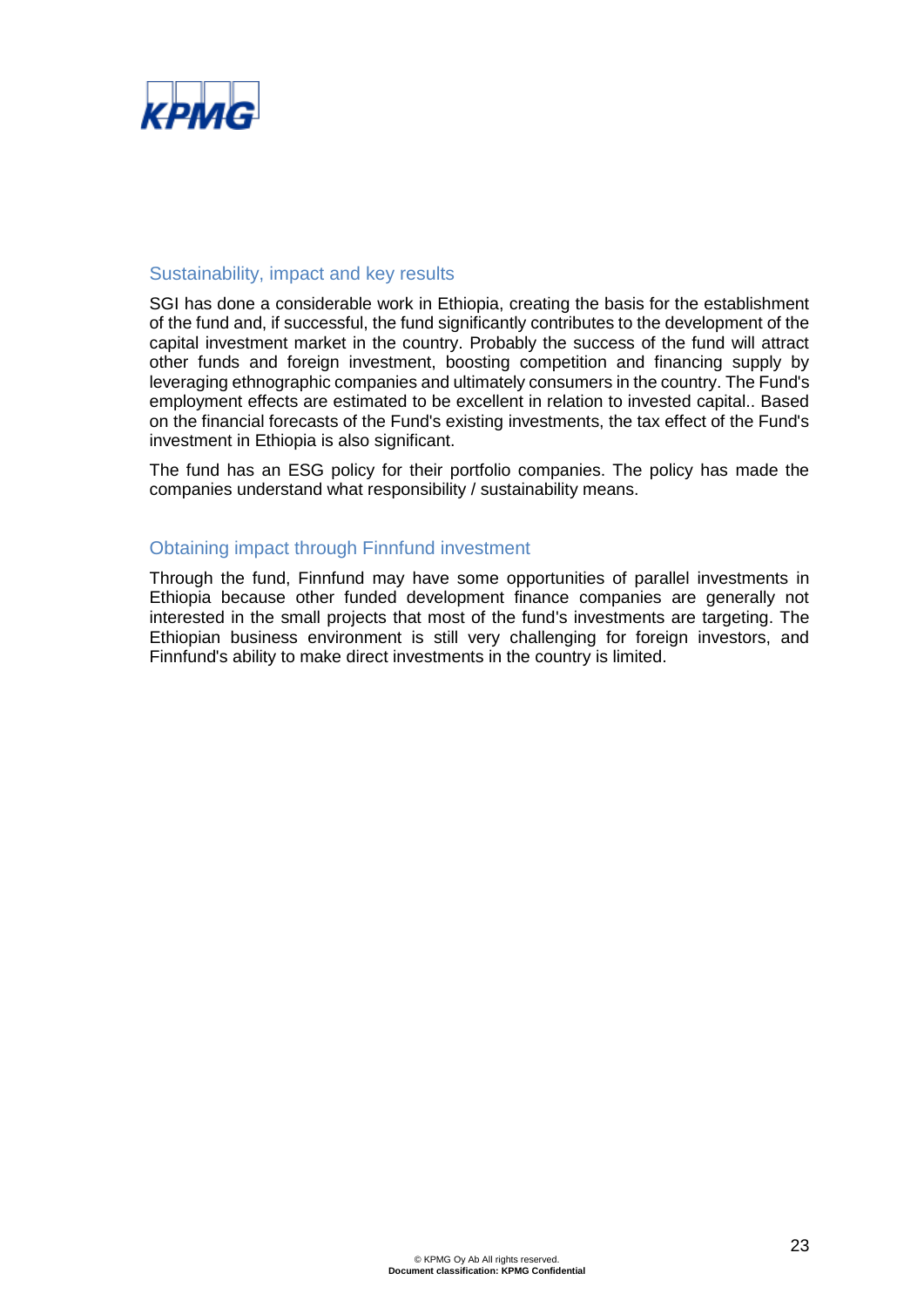## Sustainability, impact and key results

SGI has done a considerable work in Ethiopia, creating the basis for the establishment of the fund and, if successful, the fund significantly contributes to the development of the capital investment market in the country. Probably the success of the fund will attract other funds and foreign investment, boosting competition and financing supply by leveraging ethnographic companies and ultimately consumers in the country. The Fund's employment effects are estimated to be excellent in relation to invested capital.. Based on the financial forecasts of the Fund's existing investments, the tax effect of the Fund's investment in Ethiopia is also significant.

The fund has an ESG policy for their portfolio companies. The policy has made the companies understand what responsibility / sustainability means.

## Obtaining impact through Finnfund investment

Through the fund, Finnfund may have some opportunities of parallel investments in Ethiopia because other funded development finance companies are generally not interested in the small projects that most of the fund's investments are targeting. The Ethiopian business environment is still very challenging for foreign investors, and Finnfund's ability to make direct investments in the country is limited.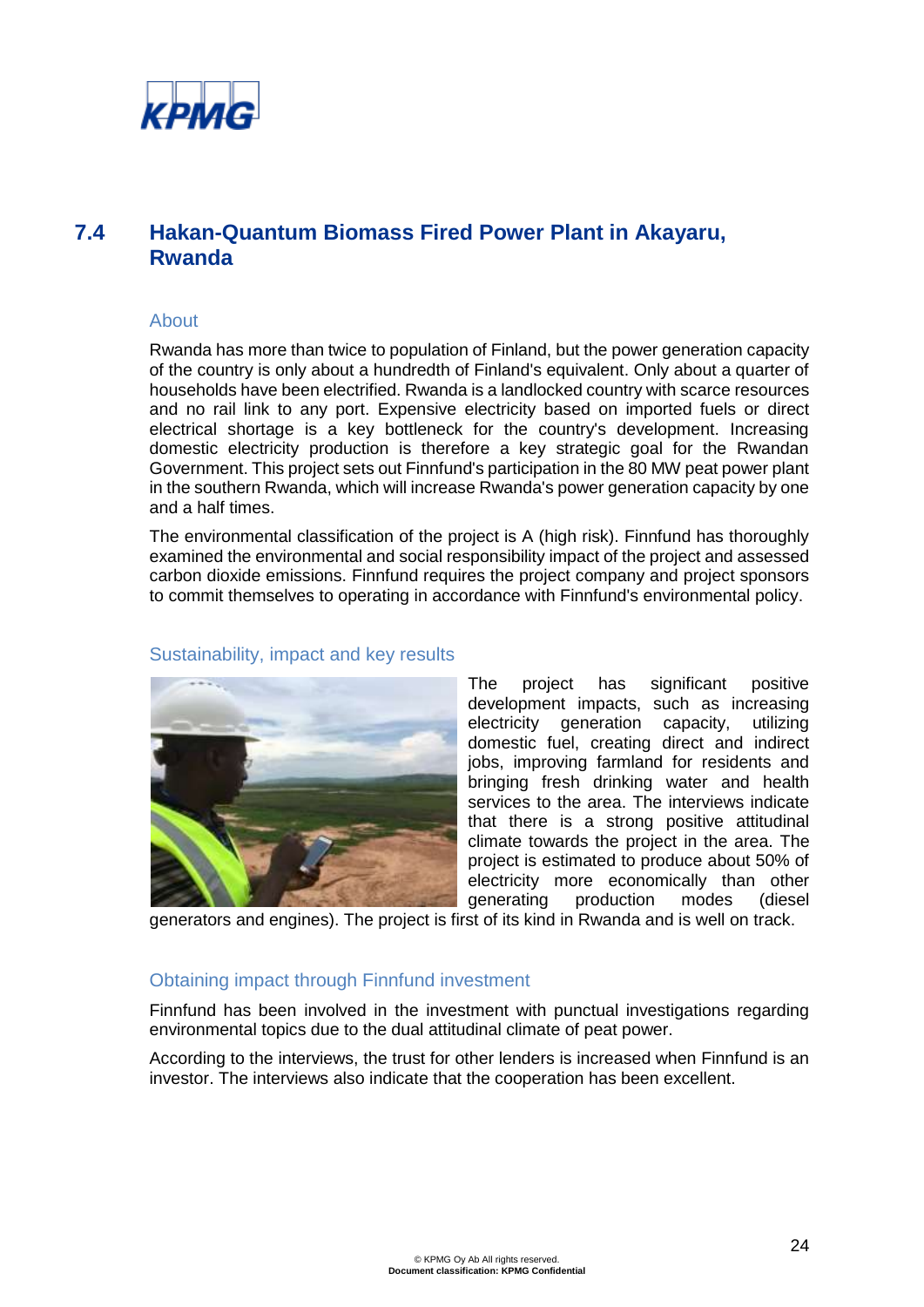## 7.4 Hakan-Quantum Biomass Fired Power Plant in Akayaru, Rwanda

### About

Rwanda has more than twice to population of Finland, but the power generation capacity of the country is only about a hundredth of Finland's equivalent. Only about a quarter of households have been electrified. Rwanda is a landlocked country with scarce resources and no rail link to any port. Expensive electricity based on imported fuels or direct electrical shortage is a key bottleneck for the country's development. Increasing domestic electricity production is therefore a key strategic goal for the Rwandan Government. This project sets out Finnfund's participation in the 80 MW peat power plant in the southern Rwanda, which will increase Rwanda's power generation capacity by one and a half times.

The environmental classification of the project is A (high risk). Finnfund has thoroughly examined the environmental and social responsibility impact of the project and assessed carbon dioxide emissions. Finnfund requires the project company and project sponsors to commit themselves to operating in accordance with Finnfund's environmental policy.

### Sustainability, impact and key results

The project has significant positive development impacts, such as increasing electricity generation capacity, utilizing domestic fuel, creating direct and indirect jobs, improving farmland for residents and bringing fresh drinking water and health services to the area. The interviews indicate that there is a strong positive attitudinal climate towards the project in the area. The project is estimated to produce about 50% of electricity more economically than other generating production modes (diesel generators and engines). The project is first of its kind in Rwanda and is well on track.

### Obtaining impact through Finnfund investment

Finnfund has been involved in the investment with punctual investigations regarding environmental topics due to the dual attitudinal climate of peat power.

According to the interviews, the trust for other lenders is increased when Finnfund is an investor. The interviews also indicate that the cooperation has been excellent.